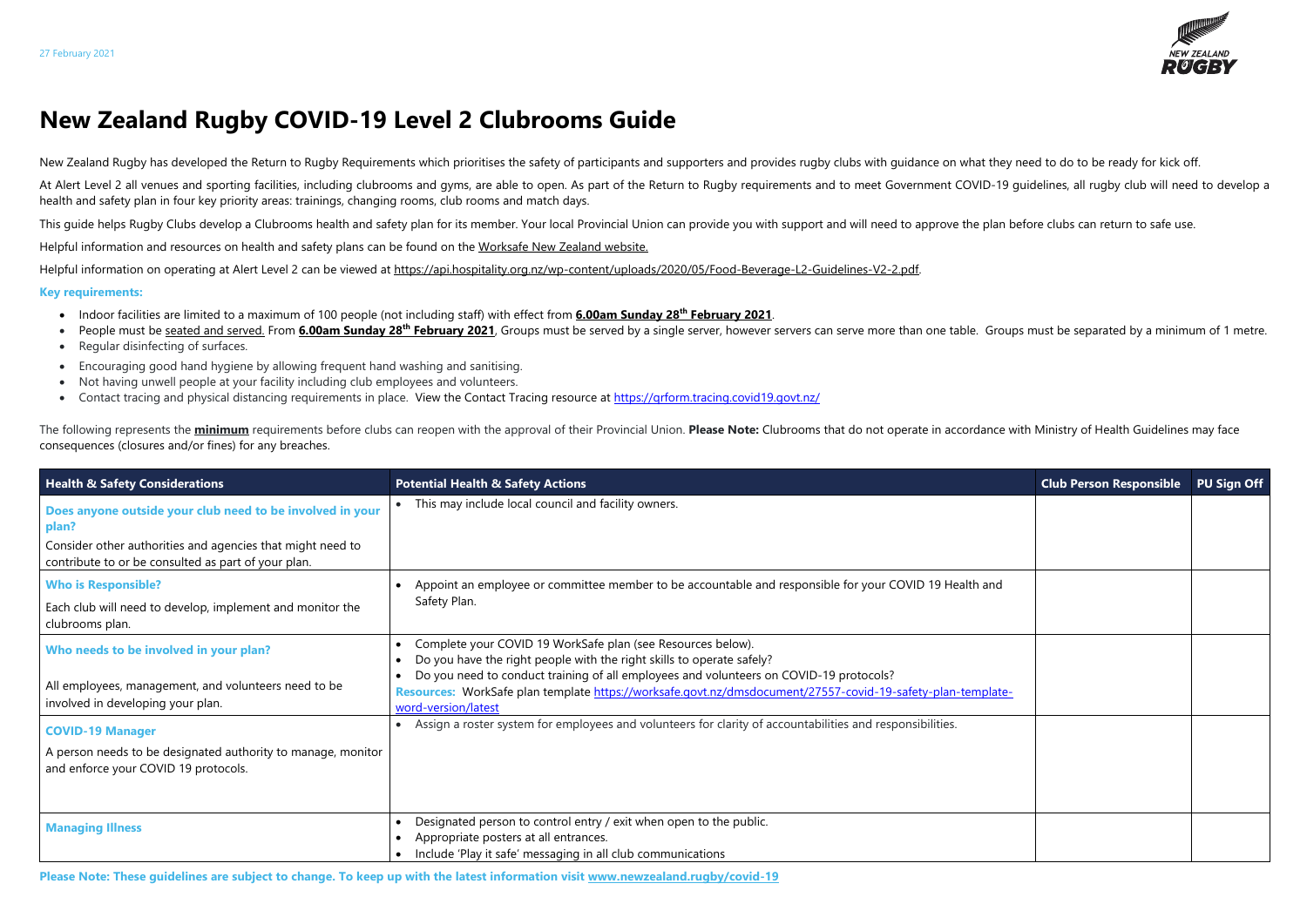27 February 2021

# New Zealand Rugby COVID-19 Level 2 Clubrooms Guide

New Zealand Rugby has developed the Return to Rugby Requirements which prioritises the safety of participants and supporters and provides rugby clubs with guidance on what they need to do to be ready for kick off.

At Alert Level 2 all venues and sporting facilities, including clubrooms and gyms, are able to open. As part of the Return to Rugby requirements and to meet Government COVID-19 guidelines, all rugby club will need to develop a health and safety plan in four key priority areas: trainings, changing rooms, club rooms and match days.

This guide helps Rugby Clubs develop a Clubrooms health and safety plan for its member. Your local Provincial Union can provide you with support and will need to approve the plan before clubs can return to safe use.

Helpful information and resources on health and safety plans can be found on the Worksafe New Zealand website.

Helpful information on operating at Alert Level 2 can be viewed at https://api.hospitality.org.nz/wp-content/uploads/2020/05/Food-Beverage-L2-Guidelines-V2-2.pdf.

**Key requirements:**

- Indoor facilities are limited to a maximum of 100 people (not including staff) with effect from **6.00am Sunday 28th February 2021**.
- People must be seated and served. From **6.00am Sunday 28th February 2021**, Groups must be served by a single server, however servers can serve more than one table. Groups must be separated by a minimum of 1 metre.
- Regular disinfecting of surfaces.
- Encouraging good hand hygiene by allowing frequent hand washing and sanitising.
- Not having unwell people at your facility including club employees and volunteers.
- Contact tracing and physical distancing requirements in place. View the Contact Tracing resource at https://qrform.tracing.covid19.govt.nz/

The following represents the **minimum** requirements before clubs can reopen with the approval of their Provincial Union. **Please Note:** Clubrooms that do not operate in accordance with Ministry of Health Guidelines may face consequences (closures and/or fines) for any breaches.

| Health & Safety Considerations | Potential Health & Safety Actions | Club Person Responsible | PU Sign Off |
|---|---|---|---|
| **Does anyone outside your club need to be involved in your plan?**<br>Consider other authorities and agencies that might need to contribute to or be consulted as part of your plan. | • This may include local council and facility owners. | | |
| **Who is Responsible?**<br>Each club will need to develop, implement and monitor the clubrooms plan. | • Appoint an employee or committee member to be accountable and responsible for your COVID 19 Health and Safety Plan. | | |
| **Who needs to be involved in your plan?**<br>All employees, management, and volunteers need to be involved in developing your plan. | • Complete your COVID 19 WorkSafe plan (see Resources below).<br>• Do you have the right people with the right skills to operate safely?<br>• Do you need to conduct training of all employees and volunteers on COVID-19 protocols?<br>**Resources:** WorkSafe plan template https://worksafe.govt.nz/dmsdocument/27557-covid-19-safety-plan-template-word-version/latest | | |
| **COVID-19 Manager**<br>A person needs to be designated authority to manage, monitor and enforce your COVID 19 protocols. | • Assign a roster system for employees and volunteers for clarity of accountabilities and responsibilities. | | |
| **Managing Illness** | • Designated person to control entry / exit when open to the public.<br>• Appropriate posters at all entrances.<br>• Include 'Play it safe' messaging in all club communications | | |

**Please Note: These guidelines are subject to change. To keep up with the latest information visit www.newzealand.rugby/covid-19**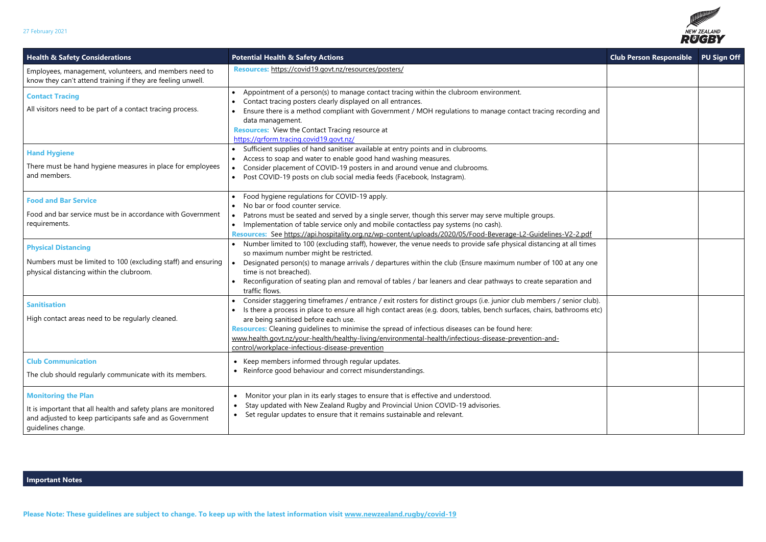| Health & Safety Considerations | Potential Health & Safety Actions | Club Person Responsible | PU Sign Off |
|---|---|---|---|
| Employees, management, volunteers, and members need to know they can't attend training if they are feeling unwell. | **Resources:** https://covid19.govt.nz/resources/posters/ | | |
| **Contact Tracing**<br><br>All visitors need to be part of a contact tracing process. | • Appointment of a person(s) to manage contact tracing within the clubroom environment.<br>• Contact tracing posters clearly displayed on all entrances.<br>• Ensure there is a method compliant with Government / MOH regulations to manage contact tracing recording and data management.<br>**Resources:** View the Contact Tracing resource at https://qrform.tracing.covid19.govt.nz/ | | |
| **Hand Hygiene**<br><br>There must be hand hygiene measures in place for employees and members. | • Sufficient supplies of hand sanitiser available at entry points and in clubrooms.<br>• Access to soap and water to enable good hand washing measures.<br>• Consider placement of COVID-19 posters in and around venue and clubrooms.<br>• Post COVID-19 posts on club social media feeds (Facebook, Instagram). | | |
| **Food and Bar Service**<br><br>Food and bar service must be in accordance with Government requirements. | • Food hygiene regulations for COVID-19 apply.<br>• No bar or food counter service.<br>• Patrons must be seated and served by a single server, though this server may serve multiple groups.<br>• Implementation of table service only and mobile contactless pay systems (no cash).<br>**Resources:** See https://api.hospitality.org.nz/wp-content/uploads/2020/05/Food-Beverage-L2-Guidelines-V2-2.pdf | | |
| **Physical Distancing**<br><br>Numbers must be limited to 100 (excluding staff) and ensuring physical distancing within the clubroom. | • Number limited to 100 (excluding staff), however, the venue needs to provide safe physical distancing at all times so maximum number might be restricted.<br>• Designated person(s) to manage arrivals / departures within the club (Ensure maximum number of 100 at any one time is not breached).<br>• Reconfiguration of seating plan and removal of tables / bar leaners and clear pathways to create separation and traffic flows. | | |
| **Sanitisation**<br><br>High contact areas need to be regularly cleaned. | • Consider staggering timeframes / entrance / exit rosters for distinct groups (i.e. junior club members / senior club).<br>• Is there a process in place to ensure all high contact areas (e.g. doors, tables, bench surfaces, chairs, bathrooms etc) are being sanitised before each use.<br>**Resources:** Cleaning guidelines to minimise the spread of infectious diseases can be found here: www.health.govt.nz/your-health/healthy-living/environmental-health/infectious-disease-prevention-and-control/workplace-infectious-disease-prevention | | |
| **Club Communication**<br><br>The club should regularly communicate with its members. | • Keep members informed through regular updates.<br>• Reinforce good behaviour and correct misunderstandings. | | |
| **Monitoring the Plan**<br><br>It is important that all health and safety plans are monitored and adjusted to keep participants safe and as Government guidelines change. | • Monitor your plan in its early stages to ensure that is effective and understood.<br>• Stay updated with New Zealand Rugby and Provincial Union COVID-19 advisories.<br>• Set regular updates to ensure that it remains sustainable and relevant. | | |

**Important Notes**

**Please Note: These guidelines are subject to change. To keep up with the latest information visit www.newzealand.rugby/covid-19**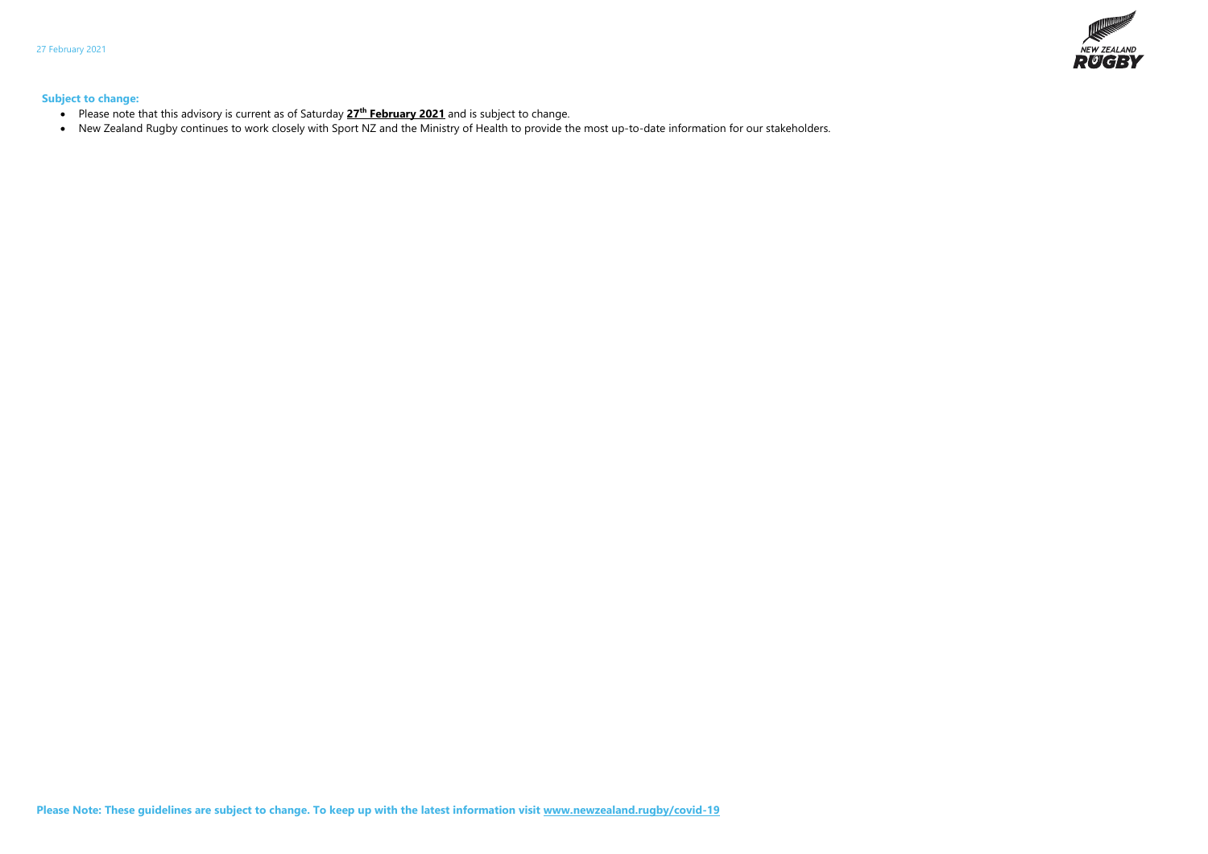**Subject to change:**

- Please note that this advisory is current as of Saturday **27th February 2021** and is subject to change.
- New Zealand Rugby continues to work closely with Sport NZ and the Ministry of Health to provide the most up-to-date information for our stakeholders.

**Please Note: These guidelines are subject to change. To keep up with the latest information visit www.newzealand.rugby/covid-19**